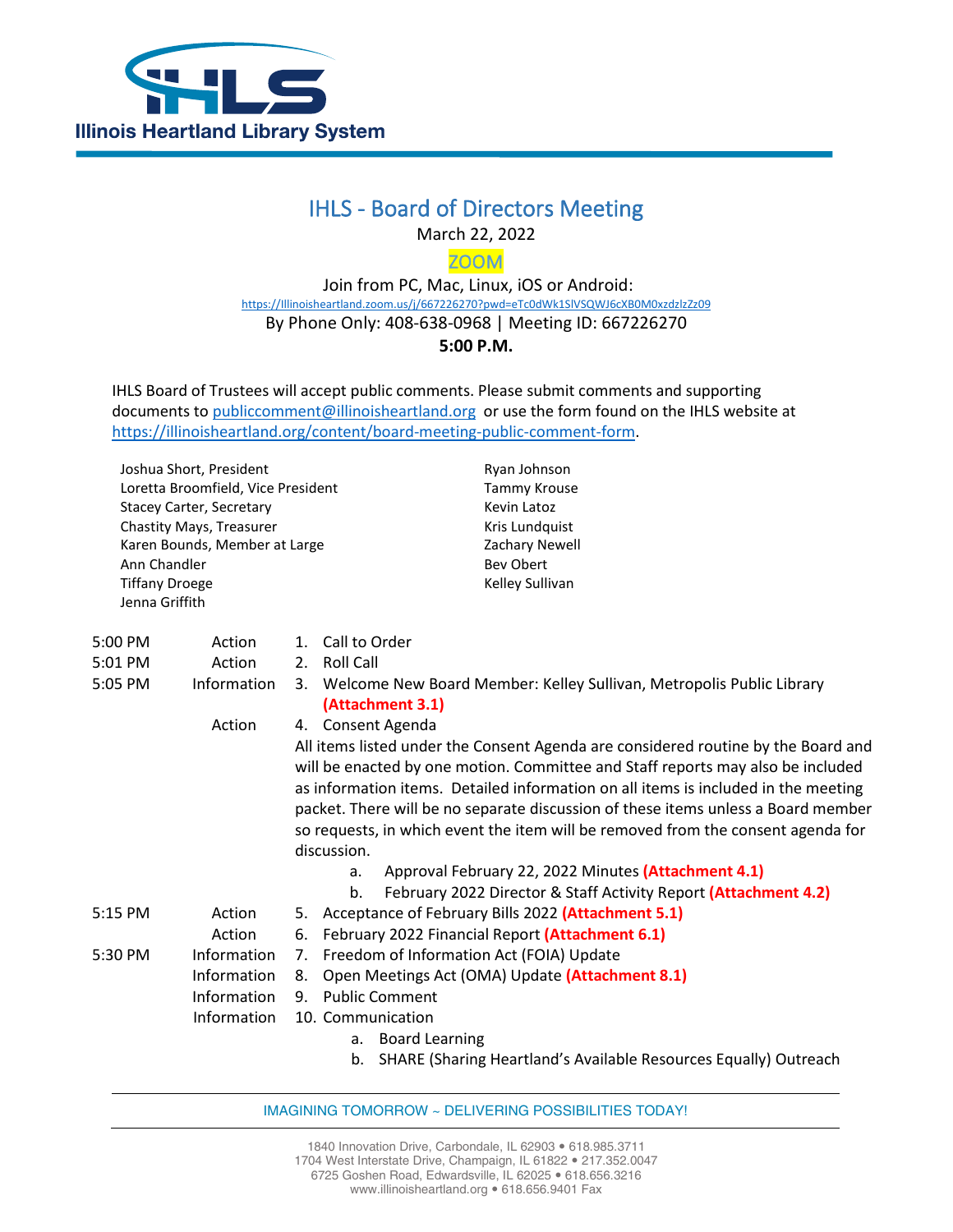Illinois Heartland Library System

# IHLS - Board of Directors Meeting

March 22, 2022

ZOOM

Join from PC, Mac, Linux, iOS or Android:
https://Illinoisheartland.zoom.us/j/667226270?pwd=eTc0dWk1SlVSQWJ6cXB0M0xzdzlzZz09

By Phone Only: 408-638-0968 | Meeting ID: 667226270

**5:00 P.M.**

IHLS Board of Trustees will accept public comments. Please submit comments and supporting documents to publiccomment@illinoisheartland.org or use the form found on the IHLS website at https://illinoisheartland.org/content/board-meeting-public-comment-form.

Joshua Short, President
Loretta Broomfield, Vice President
Stacey Carter, Secretary
Chastity Mays, Treasurer
Karen Bounds, Member at Large
Ann Chandler
Tiffany Droege
Jenna Griffith
Ryan Johnson
Tammy Krouse
Kevin Latoz
Kris Lundquist
Zachary Newell
Bev Obert
Kelley Sullivan

| Time | Type | Item |
|---|---|---|
| 5:00 PM | Action | 1. Call to Order |
| 5:01 PM | Action | 2. Roll Call |
| 5:05 PM | Information | 3. Welcome New Board Member: Kelley Sullivan, Metropolis Public Library **(Attachment 3.1)** |
| | Action | 4. Consent Agenda<br>All items listed under the Consent Agenda are considered routine by the Board and will be enacted by one motion. Committee and Staff reports may also be included as information items. Detailed information on all items is included in the meeting packet. There will be no separate discussion of these items unless a Board member so requests, in which event the item will be removed from the consent agenda for discussion.<br>a. Approval February 22, 2022 Minutes **(Attachment 4.1)**<br>b. February 2022 Director & Staff Activity Report **(Attachment 4.2)** |
| 5:15 PM | Action | 5. Acceptance of February Bills 2022 **(Attachment 5.1)** |
| | Action | 6. February 2022 Financial Report **(Attachment 6.1)** |
| 5:30 PM | Information | 7. Freedom of Information Act (FOIA) Update |
| | Information | 8. Open Meetings Act (OMA) Update **(Attachment 8.1)** |
| | Information | 9. Public Comment |
| | Information | 10. Communication<br>a. Board Learning<br>b. SHARE (Sharing Heartland's Available Resources Equally) Outreach |

IMAGINING TOMORROW ~ DELIVERING POSSIBILITIES TODAY!

1840 Innovation Drive, Carbondale, IL 62903 • 618.985.3711
1704 West Interstate Drive, Champaign, IL 61822 • 217.352.0047
6725 Goshen Road, Edwardsville, IL 62025 • 618.656.3216
www.illinoisheartland.org • 618.656.9401 Fax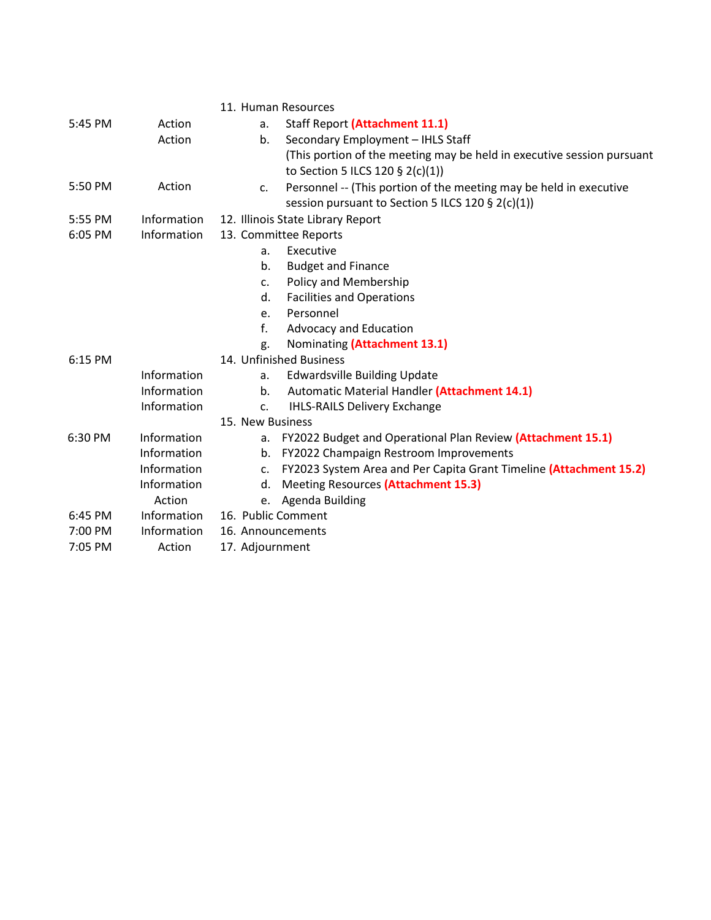| | | |
|---|---|---|
| | | 11. Human Resources |
| 5:45 PM | Action | a. Staff Report **(Attachment 11.1)** |
| | Action | b. Secondary Employment – IHLS Staff (This portion of the meeting may be held in executive session pursuant to Section 5 ILCS 120 § 2(c)(1)) |
| 5:50 PM | Action | c. Personnel -- (This portion of the meeting may be held in executive session pursuant to Section 5 ILCS 120 § 2(c)(1)) |
| 5:55 PM | Information | 12. Illinois State Library Report |
| 6:05 PM | Information | 13. Committee Reports |
| | | a. Executive |
| | | b. Budget and Finance |
| | | c. Policy and Membership |
| | | d. Facilities and Operations |
| | | e. Personnel |
| | | f. Advocacy and Education |
| | | g. Nominating **(Attachment 13.1)** |
| 6:15 PM | | 14. Unfinished Business |
| | Information | a. Edwardsville Building Update |
| | Information | b. Automatic Material Handler **(Attachment 14.1)** |
| | Information | c. IHLS-RAILS Delivery Exchange |
| | | 15. New Business |
| 6:30 PM | Information | a. FY2022 Budget and Operational Plan Review **(Attachment 15.1)** |
| | Information | b. FY2022 Champaign Restroom Improvements |
| | Information | c. FY2023 System Area and Per Capita Grant Timeline **(Attachment 15.2)** |
| | Information | d. Meeting Resources **(Attachment 15.3)** |
| | Action | e. Agenda Building |
| 6:45 PM | Information | 16. Public Comment |
| 7:00 PM | Information | 16. Announcements |
| 7:05 PM | Action | 17. Adjournment |